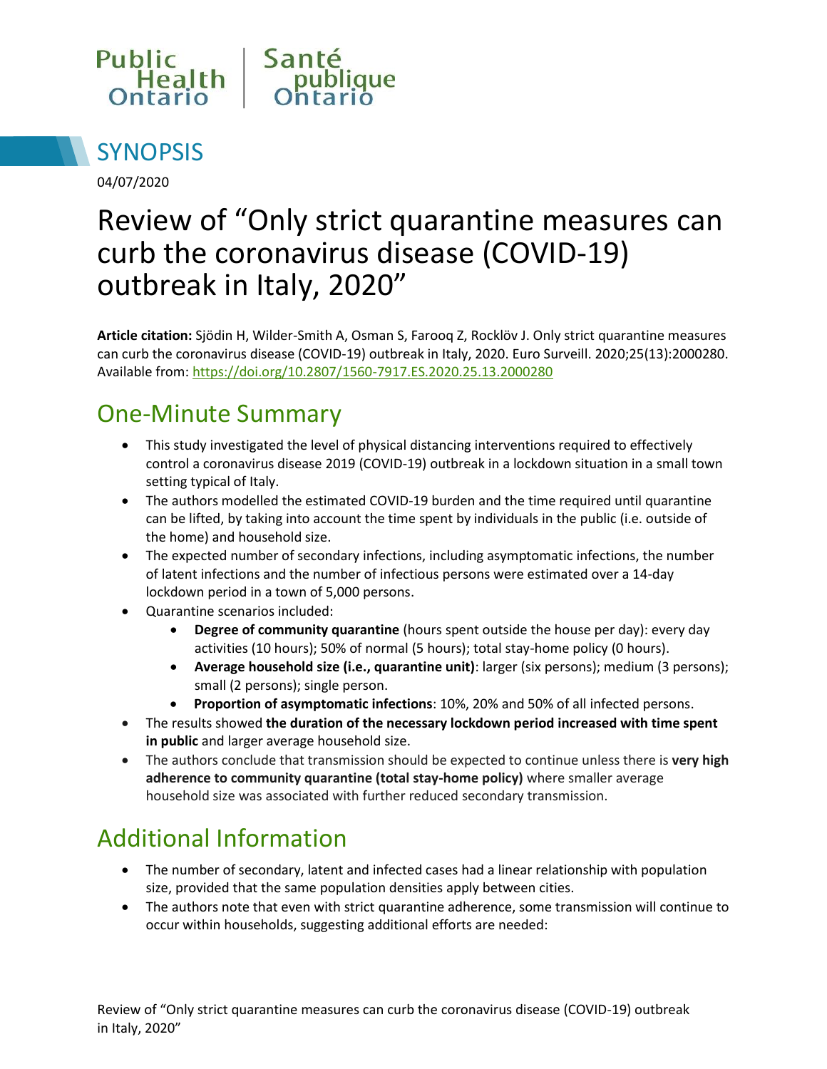Public Health Ontario | Santé publique Ontario

# SYNOPSIS

04/07/2020

# Review of "Only strict quarantine measures can curb the coronavirus disease (COVID-19) outbreak in Italy, 2020"

**Article citation:** Sjödin H, Wilder-Smith A, Osman S, Farooq Z, Rocklöv J. Only strict quarantine measures can curb the coronavirus disease (COVID-19) outbreak in Italy, 2020. Euro Surveill. 2020;25(13):2000280. Available from: https://doi.org/10.2807/1560-7917.ES.2020.25.13.2000280

## One-Minute Summary

- This study investigated the level of physical distancing interventions required to effectively control a coronavirus disease 2019 (COVID-19) outbreak in a lockdown situation in a small town setting typical of Italy.
- The authors modelled the estimated COVID-19 burden and the time required until quarantine can be lifted, by taking into account the time spent by individuals in the public (i.e. outside of the home) and household size.
- The expected number of secondary infections, including asymptomatic infections, the number of latent infections and the number of infectious persons were estimated over a 14-day lockdown period in a town of 5,000 persons.
- Quarantine scenarios included:
  - **Degree of community quarantine** (hours spent outside the house per day): every day activities (10 hours); 50% of normal (5 hours); total stay-home policy (0 hours).
  - **Average household size (i.e., quarantine unit)**: larger (six persons); medium (3 persons); small (2 persons); single person.
  - **Proportion of asymptomatic infections**: 10%, 20% and 50% of all infected persons.
- The results showed **the duration of the necessary lockdown period increased with time spent in public** and larger average household size.
- The authors conclude that transmission should be expected to continue unless there is **very high adherence to community quarantine (total stay-home policy)** where smaller average household size was associated with further reduced secondary transmission.

## Additional Information

- The number of secondary, latent and infected cases had a linear relationship with population size, provided that the same population densities apply between cities.
- The authors note that even with strict quarantine adherence, some transmission will continue to occur within households, suggesting additional efforts are needed: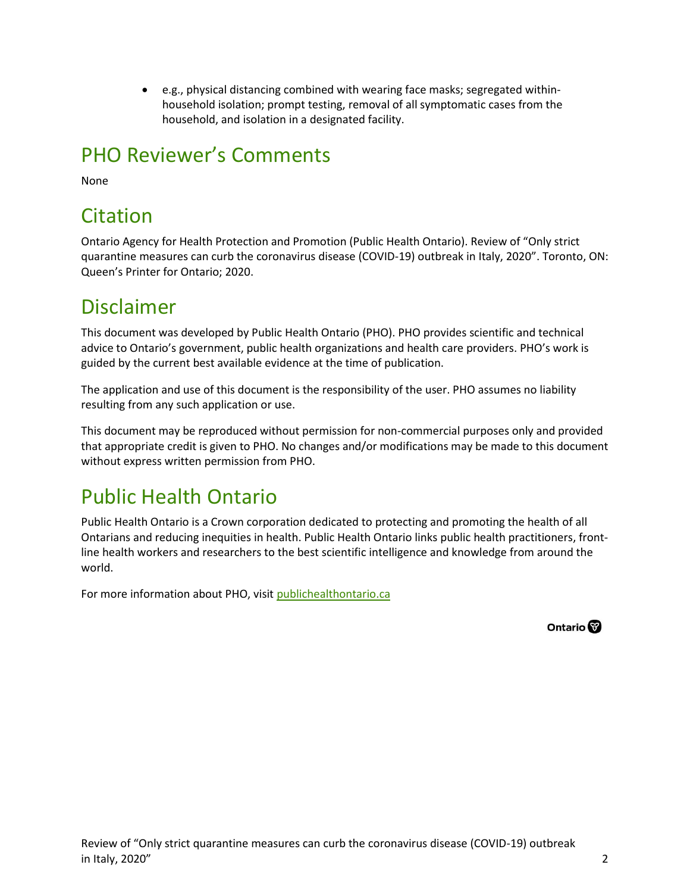- e.g., physical distancing combined with wearing face masks; segregated within-household isolation; prompt testing, removal of all symptomatic cases from the household, and isolation in a designated facility.

# PHO Reviewer's Comments

None

# Citation

Ontario Agency for Health Protection and Promotion (Public Health Ontario). Review of "Only strict quarantine measures can curb the coronavirus disease (COVID-19) outbreak in Italy, 2020". Toronto, ON: Queen's Printer for Ontario; 2020.

# Disclaimer

This document was developed by Public Health Ontario (PHO). PHO provides scientific and technical advice to Ontario's government, public health organizations and health care providers. PHO's work is guided by the current best available evidence at the time of publication.

The application and use of this document is the responsibility of the user. PHO assumes no liability resulting from any such application or use.

This document may be reproduced without permission for non-commercial purposes only and provided that appropriate credit is given to PHO. No changes and/or modifications may be made to this document without express written permission from PHO.

# Public Health Ontario

Public Health Ontario is a Crown corporation dedicated to protecting and promoting the health of all Ontarians and reducing inequities in health. Public Health Ontario links public health practitioners, front-line health workers and researchers to the best scientific intelligence and knowledge from around the world.

For more information about PHO, visit [publichealthontario.ca](publichealthontario.ca)

Ontario